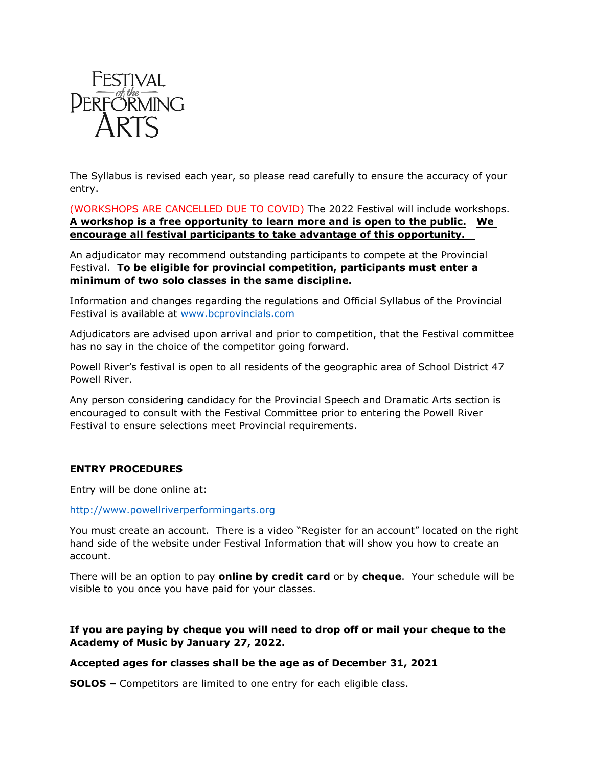# Festival of the Performing Arts

The Syllabus is revised each year, so please read carefully to ensure the accuracy of your entry.

(WORKSHOPS ARE CANCELLED DUE TO COVID) The 2022 Festival will include workshops. **A workshop is a free opportunity to learn more and is open to the public. We encourage all festival participants to take advantage of this opportunity.**

An adjudicator may recommend outstanding participants to compete at the Provincial Festival. **To be eligible for provincial competition, participants must enter a minimum of two solo classes in the same discipline.**

Information and changes regarding the regulations and Official Syllabus of the Provincial Festival is available at www.bcprovincials.com

Adjudicators are advised upon arrival and prior to competition, that the Festival committee has no say in the choice of the competitor going forward.

Powell River's festival is open to all residents of the geographic area of School District 47 Powell River.

Any person considering candidacy for the Provincial Speech and Dramatic Arts section is encouraged to consult with the Festival Committee prior to entering the Powell River Festival to ensure selections meet Provincial requirements.

## ENTRY PROCEDURES

Entry will be done online at:

http://www.powellriverperformingarts.org

You must create an account. There is a video "Register for an account" located on the right hand side of the website under Festival Information that will show you how to create an account.

There will be an option to pay **online by credit card** or by **cheque**. Your schedule will be visible to you once you have paid for your classes.

**If you are paying by cheque you will need to drop off or mail your cheque to the Academy of Music by January 27, 2022.**

**Accepted ages for classes shall be the age as of December 31, 2021**

**SOLOS –** Competitors are limited to one entry for each eligible class.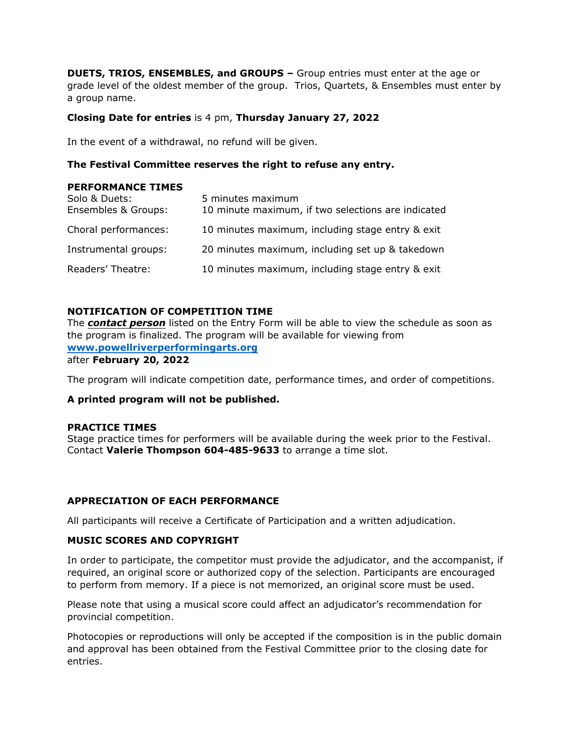**DUETS, TRIOS, ENSEMBLES, and GROUPS –** Group entries must enter at the age or grade level of the oldest member of the group. Trios, Quartets, & Ensembles must enter by a group name.

**Closing Date for entries** is 4 pm, **Thursday January 27, 2022**

In the event of a withdrawal, no refund will be given.

**The Festival Committee reserves the right to refuse any entry.**

**PERFORMANCE TIMES**

| | |
|---|---|
| Solo & Duets: | 5 minutes maximum |
| Ensembles & Groups: | 10 minute maximum, if two selections are indicated |
| Choral performances: | 10 minutes maximum, including stage entry & exit |
| Instrumental groups: | 20 minutes maximum, including set up & takedown |
| Readers' Theatre: | 10 minutes maximum, including stage entry & exit |

**NOTIFICATION OF COMPETITION TIME**

The ***contact person*** listed on the Entry Form will be able to view the schedule as soon as the program is finalized. The program will be available for viewing from **www.powellriverperformingarts.org**
after **February 20, 2022**

The program will indicate competition date, performance times, and order of competitions.

**A printed program will not be published.**

**PRACTICE TIMES**

Stage practice times for performers will be available during the week prior to the Festival. Contact **Valerie Thompson 604-485-9633** to arrange a time slot.

**APPRECIATION OF EACH PERFORMANCE**

All participants will receive a Certificate of Participation and a written adjudication.

**MUSIC SCORES AND COPYRIGHT**

In order to participate, the competitor must provide the adjudicator, and the accompanist, if required, an original score or authorized copy of the selection. Participants are encouraged to perform from memory. If a piece is not memorized, an original score must be used.

Please note that using a musical score could affect an adjudicator's recommendation for provincial competition.

Photocopies or reproductions will only be accepted if the composition is in the public domain and approval has been obtained from the Festival Committee prior to the closing date for entries.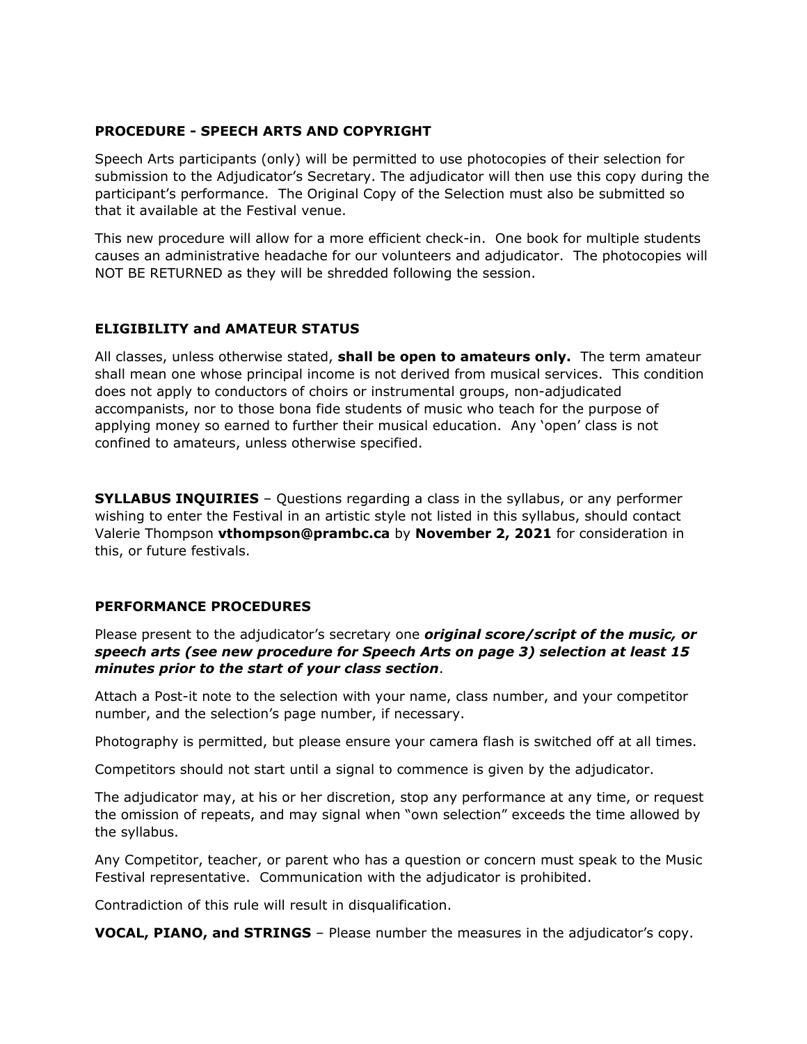### PROCEDURE - SPEECH ARTS AND COPYRIGHT

Speech Arts participants (only) will be permitted to use photocopies of their selection for submission to the Adjudicator's Secretary. The adjudicator will then use this copy during the participant's performance. The Original Copy of the Selection must also be submitted so that it available at the Festival venue.

This new procedure will allow for a more efficient check-in. One book for multiple students causes an administrative headache for our volunteers and adjudicator. The photocopies will NOT BE RETURNED as they will be shredded following the session.

### ELIGIBILITY and AMATEUR STATUS

All classes, unless otherwise stated, **shall be open to amateurs only.** The term amateur shall mean one whose principal income is not derived from musical services. This condition does not apply to conductors of choirs or instrumental groups, non-adjudicated accompanists, nor to those bona fide students of music who teach for the purpose of applying money so earned to further their musical education. Any 'open' class is not confined to amateurs, unless otherwise specified.

**SYLLABUS INQUIRIES** – Questions regarding a class in the syllabus, or any performer wishing to enter the Festival in an artistic style not listed in this syllabus, should contact Valerie Thompson **vthompson@prambc.ca** by **November 2, 2021** for consideration in this, or future festivals.

### PERFORMANCE PROCEDURES

Please present to the adjudicator's secretary one ***original score/script of the music, or speech arts (see new procedure for Speech Arts on page 3) selection at least 15 minutes prior to the start of your class section***.

Attach a Post-it note to the selection with your name, class number, and your competitor number, and the selection's page number, if necessary.

Photography is permitted, but please ensure your camera flash is switched off at all times.

Competitors should not start until a signal to commence is given by the adjudicator.

The adjudicator may, at his or her discretion, stop any performance at any time, or request the omission of repeats, and may signal when "own selection" exceeds the time allowed by the syllabus.

Any Competitor, teacher, or parent who has a question or concern must speak to the Music Festival representative. Communication with the adjudicator is prohibited.

Contradiction of this rule will result in disqualification.

**VOCAL, PIANO, and STRINGS** – Please number the measures in the adjudicator's copy.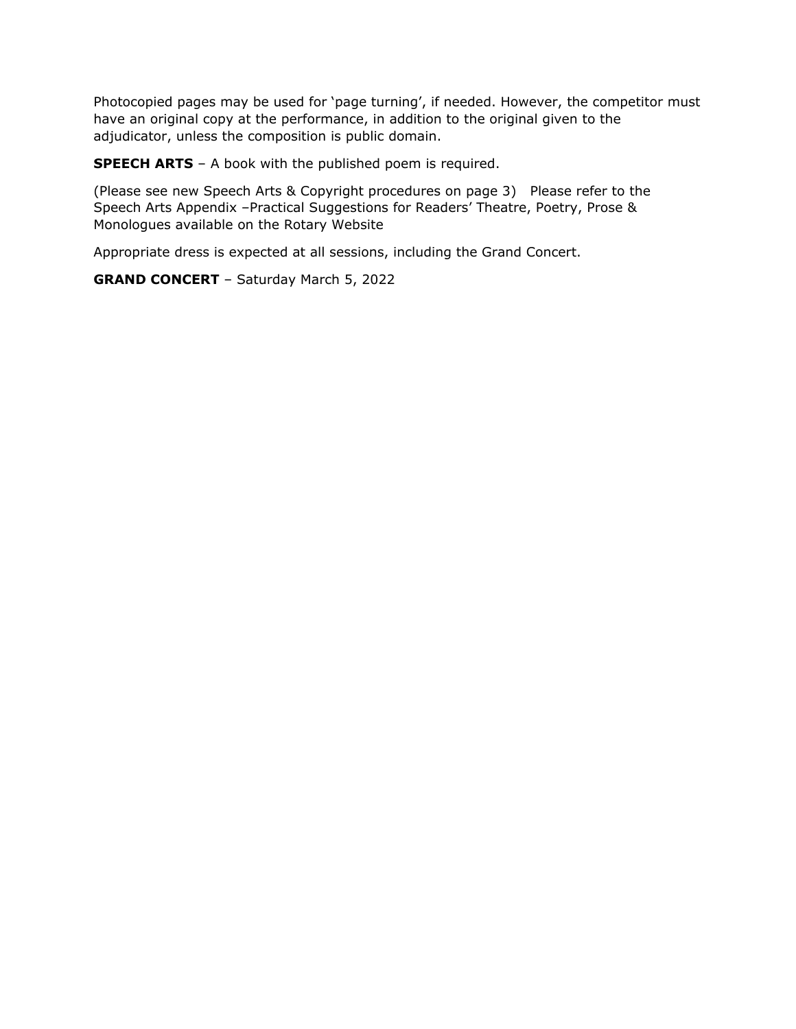Photocopied pages may be used for 'page turning', if needed. However, the competitor must have an original copy at the performance, in addition to the original given to the adjudicator, unless the composition is public domain.

**SPEECH ARTS** – A book with the published poem is required.

(Please see new Speech Arts & Copyright procedures on page 3) Please refer to the Speech Arts Appendix –Practical Suggestions for Readers' Theatre, Poetry, Prose & Monologues available on the Rotary Website

Appropriate dress is expected at all sessions, including the Grand Concert.

**GRAND CONCERT** – Saturday March 5, 2022